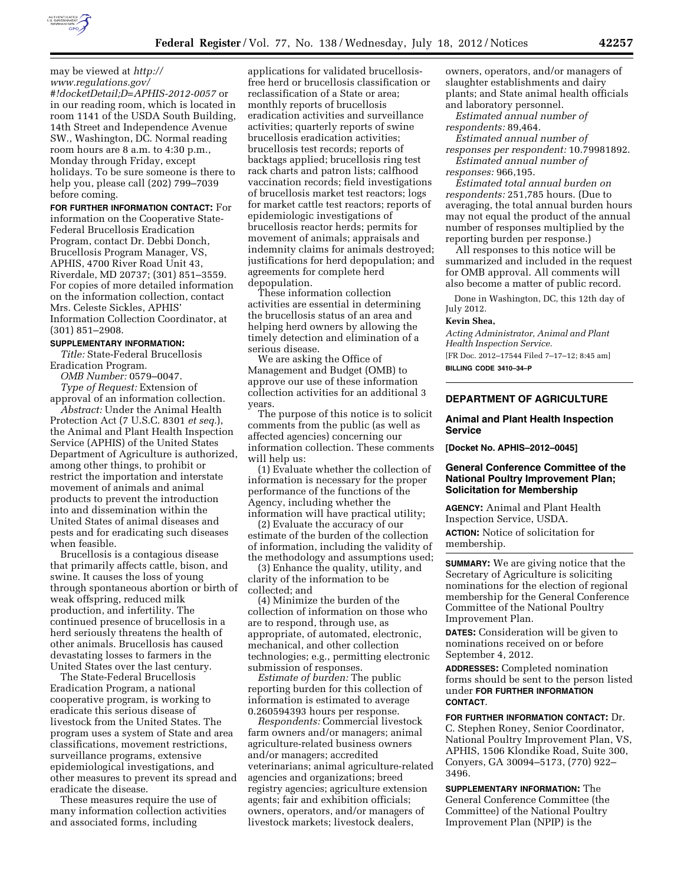may be viewed at *http://www.regulations.gov/#!docketDetail;D=APHIS-2012-0057* or in our reading room, which is located in room 1141 of the USDA South Building, 14th Street and Independence Avenue SW., Washington, DC. Normal reading room hours are 8 a.m. to 4:30 p.m., Monday through Friday, except holidays. To be sure someone is there to help you, please call (202) 799–7039 before coming.

**FOR FURTHER INFORMATION CONTACT:** For information on the Cooperative State-Federal Brucellosis Eradication Program, contact Dr. Debbi Donch, Brucellosis Program Manager, VS, APHIS, 4700 River Road Unit 43, Riverdale, MD 20737; (301) 851–3559. For copies of more detailed information on the information collection, contact Mrs. Celeste Sickles, APHIS' Information Collection Coordinator, at (301) 851–2908.

**SUPPLEMENTARY INFORMATION:**

*Title:* State-Federal Brucellosis Eradication Program.

*OMB Number:* 0579–0047.

*Type of Request:* Extension of approval of an information collection.

*Abstract:* Under the Animal Health Protection Act (7 U.S.C. 8301 *et seq.*), the Animal and Plant Health Inspection Service (APHIS) of the United States Department of Agriculture is authorized, among other things, to prohibit or restrict the importation and interstate movement of animals and animal products to prevent the introduction into and dissemination within the United States of animal diseases and pests and for eradicating such diseases when feasible.

Brucellosis is a contagious disease that primarily affects cattle, bison, and swine. It causes the loss of young through spontaneous abortion or birth of weak offspring, reduced milk production, and infertility. The continued presence of brucellosis in a herd seriously threatens the health of other animals. Brucellosis has caused devastating losses to farmers in the United States over the last century.

The State-Federal Brucellosis Eradication Program, a national cooperative program, is working to eradicate this serious disease of livestock from the United States. The program uses a system of State and area classifications, movement restrictions, surveillance programs, extensive epidemiological investigations, and other measures to prevent its spread and eradicate the disease.

These measures require the use of many information collection activities and associated forms, including applications for validated brucellosis-free herd or brucellosis classification or reclassification of a State or area; monthly reports of brucellosis eradication activities and surveillance activities; quarterly reports of swine brucellosis eradication activities; brucellosis test records; reports of backtags applied; brucellosis ring test rack charts and patron lists; calfhood vaccination records; field investigations of brucellosis market test reactors; logs for market cattle test reactors; reports of epidemiologic investigations of brucellosis reactor herds; permits for movement of animals; appraisals and indemnity claims for animals destroyed; justifications for herd depopulation; and agreements for complete herd depopulation.

These information collection activities are essential in determining the brucellosis status of an area and helping herd owners by allowing the timely detection and elimination of a serious disease.

We are asking the Office of Management and Budget (OMB) to approve our use of these information collection activities for an additional 3 years.

The purpose of this notice is to solicit comments from the public (as well as affected agencies) concerning our information collection. These comments will help us:

(1) Evaluate whether the collection of information is necessary for the proper performance of the functions of the Agency, including whether the information will have practical utility;

(2) Evaluate the accuracy of our estimate of the burden of the collection of information, including the validity of the methodology and assumptions used;

(3) Enhance the quality, utility, and clarity of the information to be collected; and

(4) Minimize the burden of the collection of information on those who are to respond, through use, as appropriate, of automated, electronic, mechanical, and other collection technologies; e.g., permitting electronic submission of responses.

*Estimate of burden:* The public reporting burden for this collection of information is estimated to average 0.260594393 hours per response.

*Respondents:* Commercial livestock farm owners and/or managers; animal agriculture-related business owners and/or managers; accredited veterinarians; animal agriculture-related agencies and organizations; breed registry agencies; agriculture extension agents; fair and exhibition officials; owners, operators, and/or managers of livestock markets; livestock dealers, owners, operators, and/or managers of slaughter establishments and dairy plants; and State animal health officials and laboratory personnel.

*Estimated annual number of respondents:* 89,464.

*Estimated annual number of responses per respondent:* 10.79981892.

*Estimated annual number of responses:* 966,195.

*Estimated total annual burden on respondents:* 251,785 hours. (Due to averaging, the total annual burden hours may not equal the product of the annual number of responses multiplied by the reporting burden per response.)

All responses to this notice will be summarized and included in the request for OMB approval. All comments will also become a matter of public record.

Done in Washington, DC, this 12th day of July 2012.

**Kevin Shea,**

*Acting Administrator, Animal and Plant Health Inspection Service.*

[FR Doc. 2012–17544 Filed 7–17–12; 8:45 am]

**BILLING CODE 3410–34–P**

---

## DEPARTMENT OF AGRICULTURE

### Animal and Plant Health Inspection Service

**[Docket No. APHIS–2012–0045]**

### General Conference Committee of the National Poultry Improvement Plan; Solicitation for Membership

**AGENCY:** Animal and Plant Health Inspection Service, USDA.

**ACTION:** Notice of solicitation for membership.

**SUMMARY:** We are giving notice that the Secretary of Agriculture is soliciting nominations for the election of regional membership for the General Conference Committee of the National Poultry Improvement Plan.

**DATES:** Consideration will be given to nominations received on or before September 4, 2012.

**ADDRESSES:** Completed nomination forms should be sent to the person listed under **FOR FURTHER INFORMATION CONTACT**.

**FOR FURTHER INFORMATION CONTACT:** Dr. C. Stephen Roney, Senior Coordinator, National Poultry Improvement Plan, VS, APHIS, 1506 Klondike Road, Suite 300, Conyers, GA 30094–5173, (770) 922–3496.

**SUPPLEMENTARY INFORMATION:** The General Conference Committee (the Committee) of the National Poultry Improvement Plan (NPIP) is the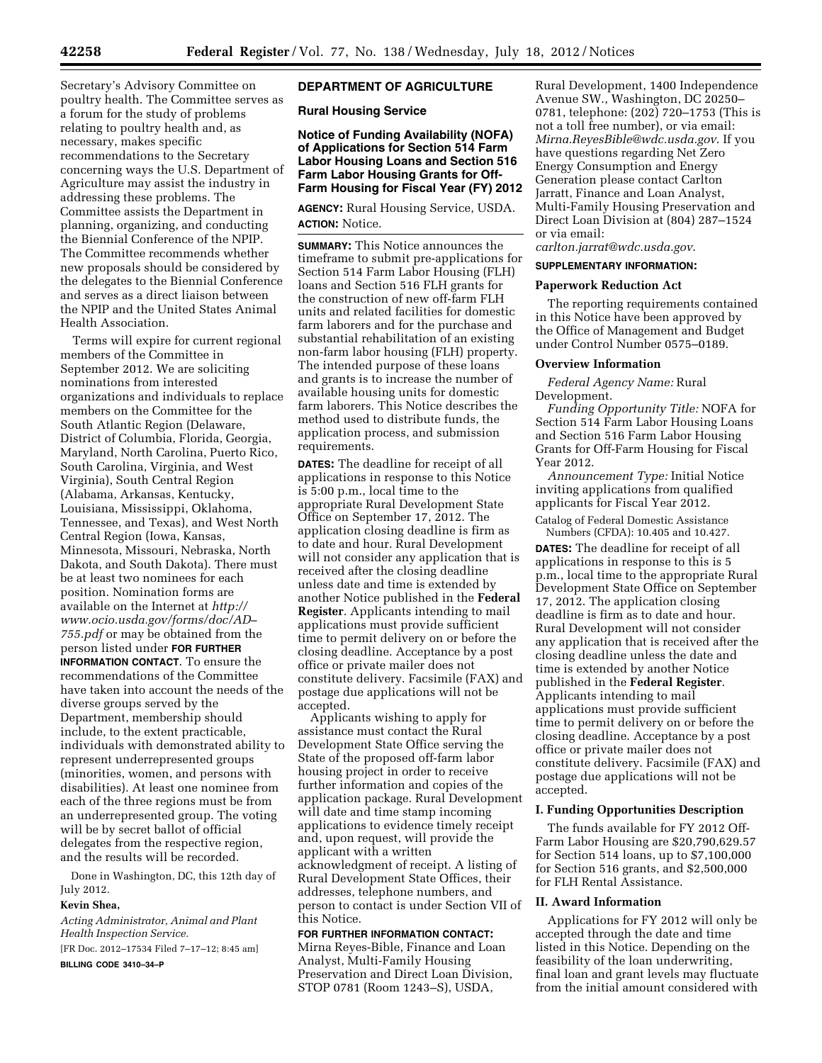Secretary's Advisory Committee on poultry health. The Committee serves as a forum for the study of problems relating to poultry health and, as necessary, makes specific recommendations to the Secretary concerning ways the U.S. Department of Agriculture may assist the industry in addressing these problems. The Committee assists the Department in planning, organizing, and conducting the Biennial Conference of the NPIP. The Committee recommends whether new proposals should be considered by the delegates to the Biennial Conference and serves as a direct liaison between the NPIP and the United States Animal Health Association.

Terms will expire for current regional members of the Committee in September 2012. We are soliciting nominations from interested organizations and individuals to replace members on the Committee for the South Atlantic Region (Delaware, District of Columbia, Florida, Georgia, Maryland, North Carolina, Puerto Rico, South Carolina, Virginia, and West Virginia), South Central Region (Alabama, Arkansas, Kentucky, Louisiana, Mississippi, Oklahoma, Tennessee, and Texas), and West North Central Region (Iowa, Kansas, Minnesota, Missouri, Nebraska, North Dakota, and South Dakota). There must be at least two nominees for each position. Nomination forms are available on the Internet at *http://www.ocio.usda.gov/forms/doc/AD–755.pdf* or may be obtained from the person listed under **FOR FURTHER INFORMATION CONTACT**. To ensure the recommendations of the Committee have taken into account the needs of the diverse groups served by the Department, membership should include, to the extent practicable, individuals with demonstrated ability to represent underrepresented groups (minorities, women, and persons with disabilities). At least one nominee from each of the three regions must be from an underrepresented group. The voting will be by secret ballot of official delegates from the respective region, and the results will be recorded.

Done in Washington, DC, this 12th day of July 2012.

**Kevin Shea,**

*Acting Administrator, Animal and Plant Health Inspection Service.*

[FR Doc. 2012–17534 Filed 7–17–12; 8:45 am]

**BILLING CODE 3410–34–P**

## DEPARTMENT OF AGRICULTURE

### Rural Housing Service

### Notice of Funding Availability (NOFA) of Applications for Section 514 Farm Labor Housing Loans and Section 516 Farm Labor Housing Grants for Off-Farm Housing for Fiscal Year (FY) 2012

**AGENCY:** Rural Housing Service, USDA.

**ACTION:** Notice.

**SUMMARY:** This Notice announces the timeframe to submit pre-applications for Section 514 Farm Labor Housing (FLH) loans and Section 516 FLH grants for the construction of new off-farm FLH units and related facilities for domestic farm laborers and for the purchase and substantial rehabilitation of an existing non-farm labor housing (FLH) property. The intended purpose of these loans and grants is to increase the number of available housing units for domestic farm laborers. This Notice describes the method used to distribute funds, the application process, and submission requirements.

**DATES:** The deadline for receipt of all applications in response to this Notice is 5:00 p.m., local time to the appropriate Rural Development State Office on September 17, 2012. The application closing deadline is firm as to date and hour. Rural Development will not consider any application that is received after the closing deadline unless date and time is extended by another Notice published in the **Federal Register**. Applicants intending to mail applications must provide sufficient time to permit delivery on or before the closing deadline. Acceptance by a post office or private mailer does not constitute delivery. Facsimile (FAX) and postage due applications will not be accepted.

Applicants wishing to apply for assistance must contact the Rural Development State Office serving the State of the proposed off-farm labor housing project in order to receive further information and copies of the application package. Rural Development will date and time stamp incoming applications to evidence timely receipt and, upon request, will provide the applicant with a written acknowledgment of receipt. A listing of Rural Development State Offices, their addresses, telephone numbers, and person to contact is under Section VII of this Notice.

**FOR FURTHER INFORMATION CONTACT:** Mirna Reyes-Bible, Finance and Loan Analyst, Multi-Family Housing Preservation and Direct Loan Division, STOP 0781 (Room 1243–S), USDA, Rural Development, 1400 Independence Avenue SW., Washington, DC 20250–0781, telephone: (202) 720–1753 (This is not a toll free number), or via email: *Mirna.ReyesBible@wdc.usda.gov*. If you have questions regarding Net Zero Energy Consumption and Energy Generation please contact Carlton Jarratt, Finance and Loan Analyst, Multi-Family Housing Preservation and Direct Loan Division at (804) 287–1524 or via email: *carlton.jarrat@wdc.usda.gov*.

**SUPPLEMENTARY INFORMATION:**

#### Paperwork Reduction Act

The reporting requirements contained in this Notice have been approved by the Office of Management and Budget under Control Number 0575–0189.

#### Overview Information

*Federal Agency Name:* Rural Development.

*Funding Opportunity Title:* NOFA for Section 514 Farm Labor Housing Loans and Section 516 Farm Labor Housing Grants for Off-Farm Housing for Fiscal Year 2012.

*Announcement Type:* Initial Notice inviting applications from qualified applicants for Fiscal Year 2012.

Catalog of Federal Domestic Assistance Numbers (CFDA): 10.405 and 10.427.

**DATES:** The deadline for receipt of all applications in response to this is 5 p.m., local time to the appropriate Rural Development State Office on September 17, 2012. The application closing deadline is firm as to date and hour. Rural Development will not consider any application that is received after the closing deadline unless the date and time is extended by another Notice published in the **Federal Register**. Applicants intending to mail applications must provide sufficient time to permit delivery on or before the closing deadline. Acceptance by a post office or private mailer does not constitute delivery. Facsimile (FAX) and postage due applications will not be accepted.

#### I. Funding Opportunities Description

The funds available for FY 2012 Off-Farm Labor Housing are $20,790,629.57 for Section 514 loans, up to $7,100,000 for Section 516 grants, and $2,500,000 for FLH Rental Assistance.

#### II. Award Information

Applications for FY 2012 will only be accepted through the date and time listed in this Notice. Depending on the feasibility of the loan underwriting, final loan and grant levels may fluctuate from the initial amount considered with